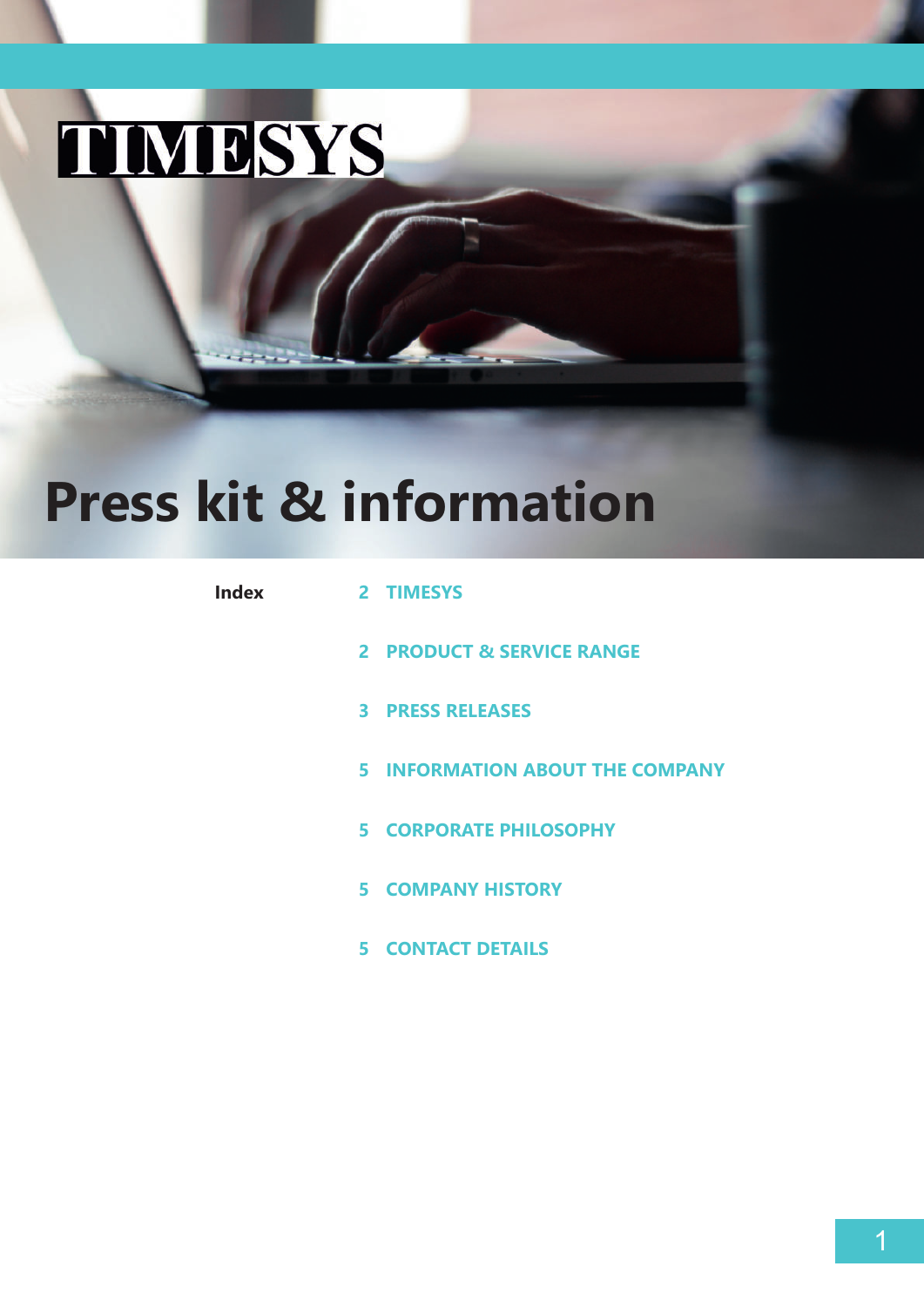# TIMESYS

# Press kit & information

**Index**

| | |
|---|---|
| 2 | TIMESYS |
| 2 | PRODUCT & SERVICE RANGE |
| 3 | PRESS RELEASES |
| 5 | INFORMATION ABOUT THE COMPANY |
| 5 | CORPORATE PHILOSOPHY |
| 5 | COMPANY HISTORY |
| 5 | CONTACT DETAILS |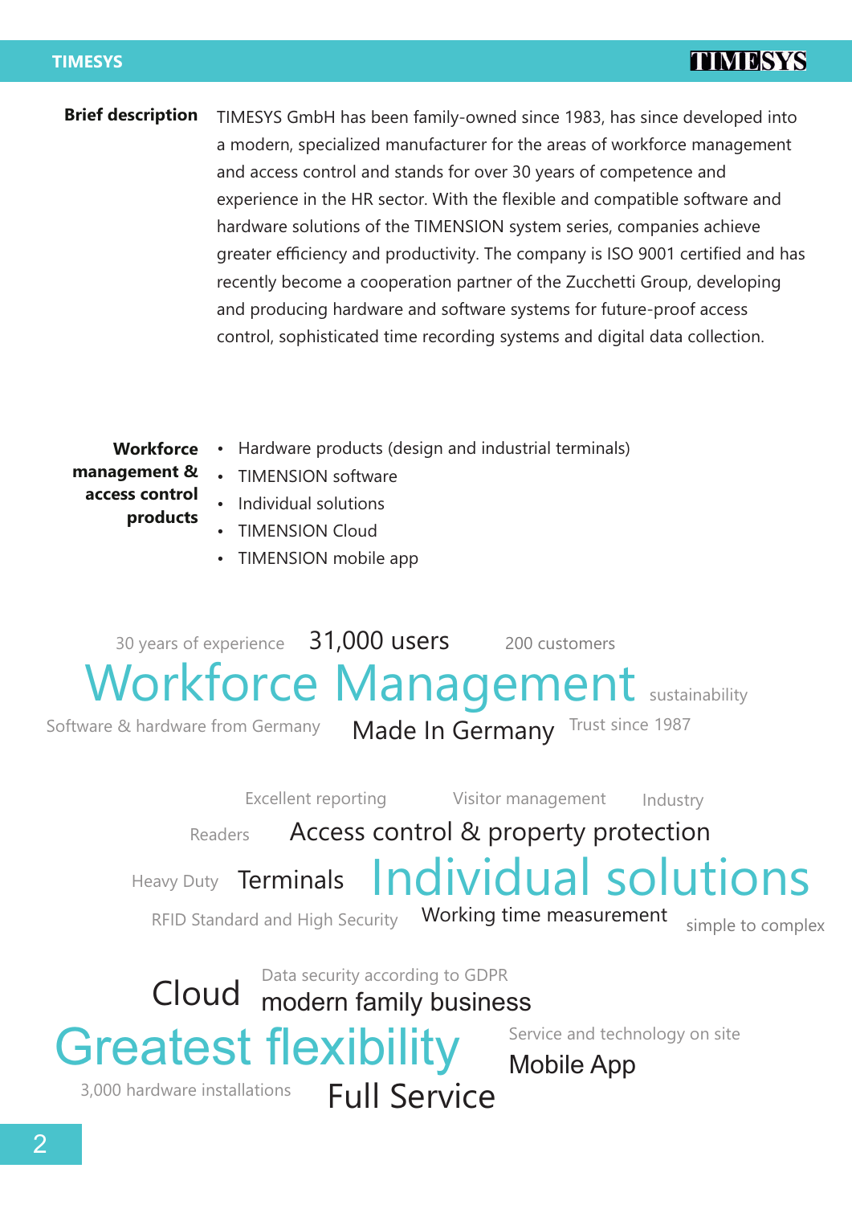**Brief description**

TIMESYS GmbH has been family-owned since 1983, has since developed into a modern, specialized manufacturer for the areas of workforce management and access control and stands for over 30 years of competence and experience in the HR sector. With the flexible and compatible software and hardware solutions of the TIMENSION system series, companies achieve greater efficiency and productivity. The company is ISO 9001 certified and has recently become a cooperation partner of the Zucchetti Group, developing and producing hardware and software systems for future-proof access control, sophisticated time recording systems and digital data collection.

**Workforce management & access control products**

- Hardware products (design and industrial terminals)
- TIMENSION software
- Individual solutions
- TIMENSION Cloud
- TIMENSION mobile app

30 years of experience · 31,000 users · 200 customers

Workforce Management · sustainability

Software & hardware from Germany · Made In Germany · Trust since 1987

Excellent reporting · Visitor management · Industry

Readers · Access control & property protection

Heavy Duty · Terminals · Individual solutions

RFID Standard and High Security · Working time measurement · simple to complex

Cloud · Data security according to GDPR · modern family business

Greatest flexibility · Service and technology on site · Mobile App

3,000 hardware installations · Full Service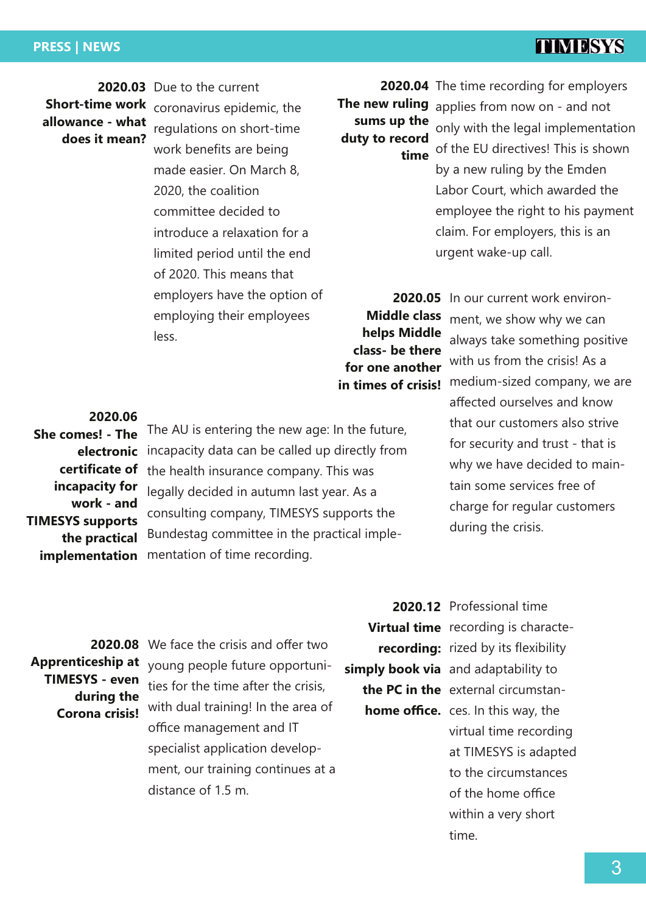## 2020.03 Short-time work allowance - what does it mean?

Due to the current coronavirus epidemic, the regulations on short-time work benefits are being made easier. On March 8, 2020, the coalition committee decided to introduce a relaxation for a limited period until the end of 2020. This means that employers have the option of employing their employees less.

## 2020.04 The new ruling sums up the duty to record time

The time recording for employers applies from now on - and not only with the legal implementation of the EU directives! This is shown by a new ruling by the Emden Labor Court, which awarded the employee the right to his payment claim. For employers, this is an urgent wake-up call.

## 2020.05 Middle class helps Middle class- be there for one another in times of crisis!

In our current work environment, we show why we can always take something positive with us from the crisis! As a medium-sized company, we are affected ourselves and know that our customers also strive for security and trust - that is why we have decided to maintain some services free of charge for regular customers during the crisis.

## 2020.06 She comes! - The electronic certificate of incapacity for work - and TIMESYS supports the practical implementation

The AU is entering the new age: In the future, incapacity data can be called up directly from the health insurance company. This was legally decided in autumn last year. As a consulting company, TIMESYS supports the Bundestag committee in the practical implementation of time recording.

## 2020.08 Apprenticeship at TIMESYS - even during the Corona crisis!

We face the crisis and offer two young people future opportunities for the time after the crisis, with dual training! In the area of office management and IT specialist application development, our training continues at a distance of 1.5 m.

## 2020.12 Virtual time recording: simply book via the PC in the home office.

Professional time recording is characterized by its flexibility and adaptability to external circumstances. In this way, the virtual time recording at TIMESYS is adapted to the circumstances of the home office within a very short time.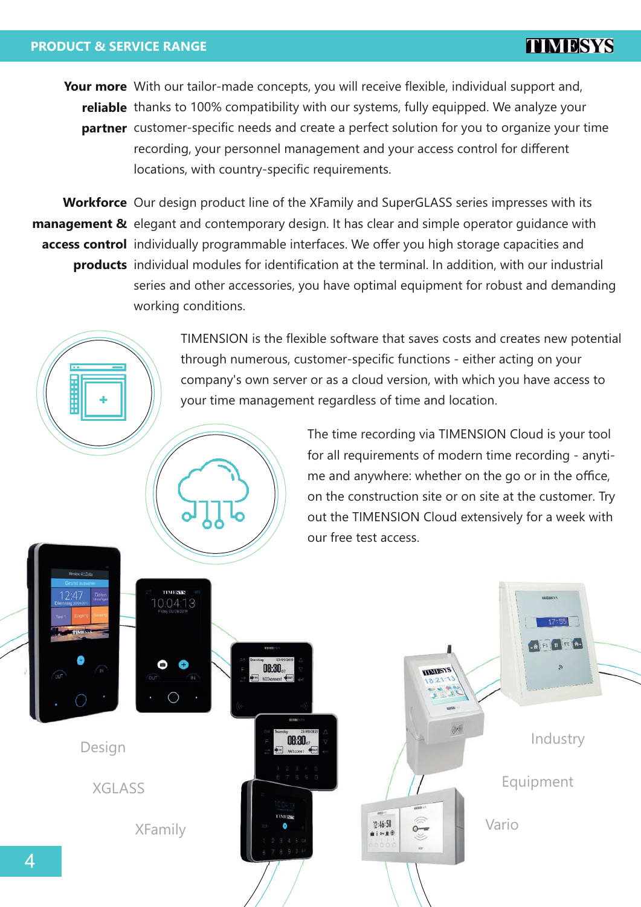## Your more reliable partner

With our tailor-made concepts, you will receive flexible, individual support and, thanks to 100% compatibility with our systems, fully equipped. We analyze your customer-specific needs and create a perfect solution for you to organize your time recording, your personnel management and your access control for different locations, with country-specific requirements.

## Workforce management & access control products

Our design product line of the XFamily and SuperGLASS series impresses with its elegant and contemporary design. It has clear and simple operator guidance with individually programmable interfaces. We offer you high storage capacities and individual modules for identification at the terminal. In addition, with our industrial series and other accessories, you have optimal equipment for robust and demanding working conditions.

TIMENSION is the flexible software that saves costs and creates new potential through numerous, customer-specific functions - either acting on your company's own server or as a cloud version, with which you have access to your time management regardless of time and location.

The time recording via TIMENSION Cloud is your tool for all requirements of modern time recording - anytime and anywhere: whether on the go or in the office, on the construction site or on site at the customer. Try out the TIMENSION Cloud extensively for a week with our free test access.

Design

XGLASS

XFamily

Industry

Equipment

Vario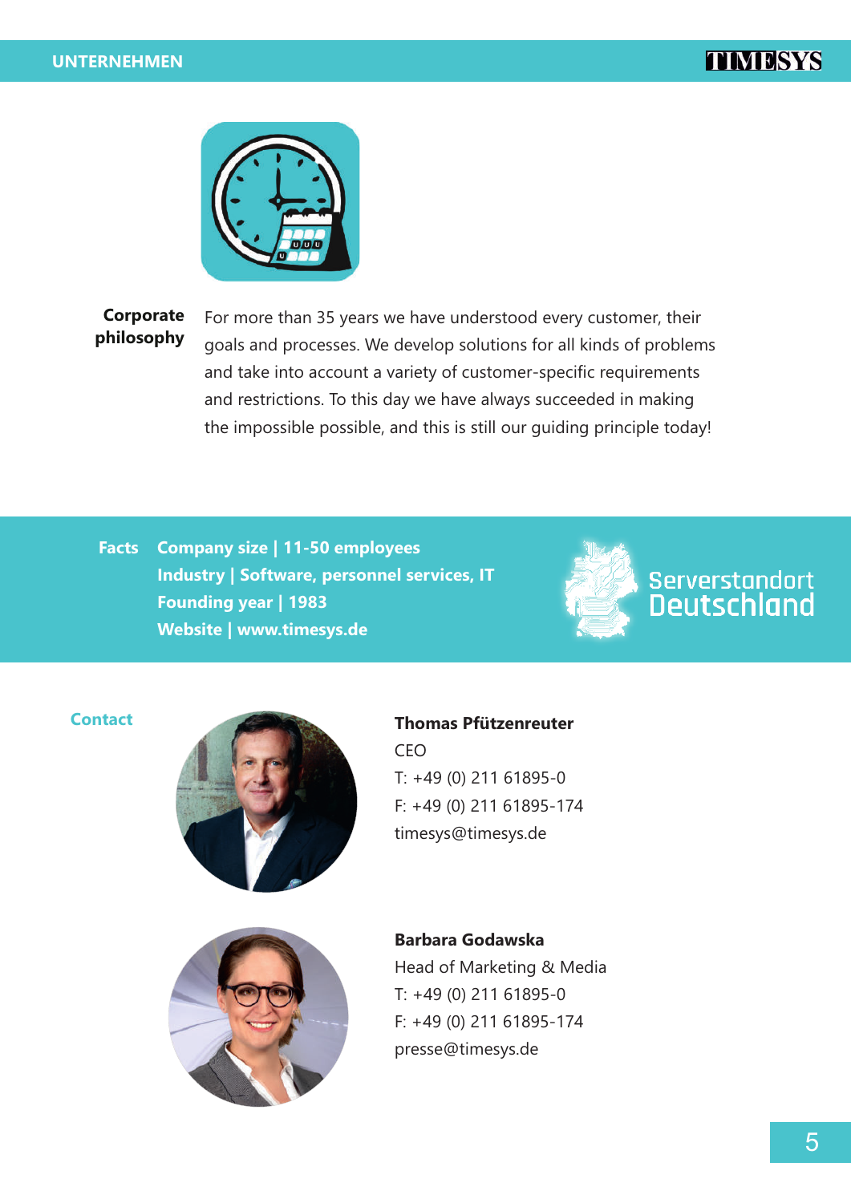**Corporate philosophy**

For more than 35 years we have understood every customer, their goals and processes. We develop solutions for all kinds of problems and take into account a variety of customer-specific requirements and restrictions. To this day we have always succeeded in making the impossible possible, and this is still our guiding principle today!

**Facts**

**Company size | 11-50 employees**
**Industry | Software, personnel services, IT**
**Founding year | 1983**
**Website | www.timesys.de**

Serverstandort
Deutschland

**Contact**

**Thomas Pfützenreuter**
CEO
T: +49 (0) 211 61895-0
F: +49 (0) 211 61895-174
timesys@timesys.de

**Barbara Godawska**
Head of Marketing & Media
T: +49 (0) 211 61895-0
F: +49 (0) 211 61895-174
presse@timesys.de